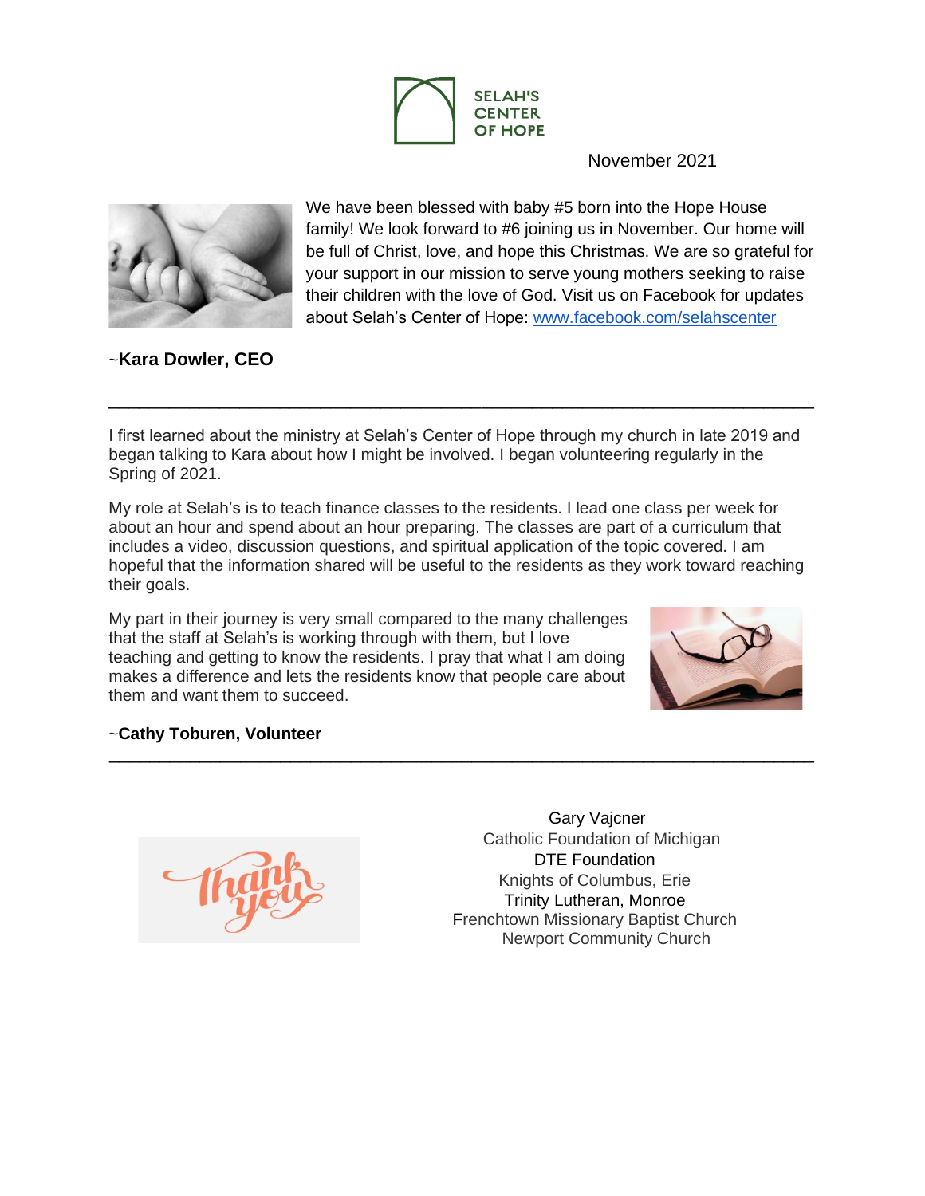# SELAH'S CENTER OF HOPE

November 2021

We have been blessed with baby #5 born into the Hope House family! We look forward to #6 joining us in November. Our home will be full of Christ, love, and hope this Christmas. We are so grateful for your support in our mission to serve young mothers seeking to raise their children with the love of God. Visit us on Facebook for updates about Selah's Center of Hope: [www.facebook.com/selahscenter](http://www.facebook.com/selahscenter)

~**Kara Dowler, CEO**

---

I first learned about the ministry at Selah's Center of Hope through my church in late 2019 and began talking to Kara about how I might be involved. I began volunteering regularly in the Spring of 2021.

My role at Selah's is to teach finance classes to the residents. I lead one class per week for about an hour and spend about an hour preparing. The classes are part of a curriculum that includes a video, discussion questions, and spiritual application of the topic covered. I am hopeful that the information shared will be useful to the residents as they work toward reaching their goals.

My part in their journey is very small compared to the many challenges that the staff at Selah's is working through with them, but I love teaching and getting to know the residents. I pray that what I am doing makes a difference and lets the residents know that people care about them and want them to succeed.

~**Cathy Toburen, Volunteer**

---

Thank you

Gary Vajcner
Catholic Foundation of Michigan
DTE Foundation
Knights of Columbus, Erie
Trinity Lutheran, Monroe
Frenchtown Missionary Baptist Church
Newport Community Church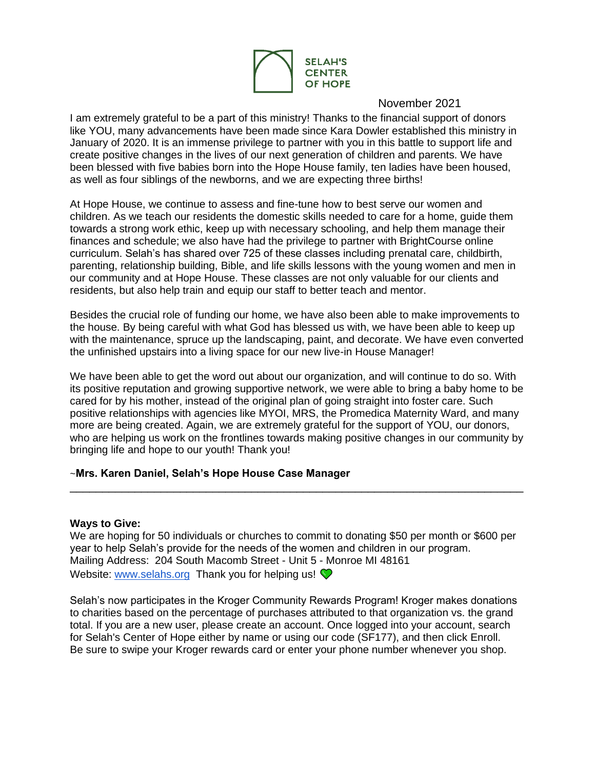SELAH'S CENTER OF HOPE

November 2021

I am extremely grateful to be a part of this ministry! Thanks to the financial support of donors like YOU, many advancements have been made since Kara Dowler established this ministry in January of 2020. It is an immense privilege to partner with you in this battle to support life and create positive changes in the lives of our next generation of children and parents. We have been blessed with five babies born into the Hope House family, ten ladies have been housed, as well as four siblings of the newborns, and we are expecting three births!

At Hope House, we continue to assess and fine-tune how to best serve our women and children. As we teach our residents the domestic skills needed to care for a home, guide them towards a strong work ethic, keep up with necessary schooling, and help them manage their finances and schedule; we also have had the privilege to partner with BrightCourse online curriculum. Selah's has shared over 725 of these classes including prenatal care, childbirth, parenting, relationship building, Bible, and life skills lessons with the young women and men in our community and at Hope House. These classes are not only valuable for our clients and residents, but also help train and equip our staff to better teach and mentor.

Besides the crucial role of funding our home, we have also been able to make improvements to the house. By being careful with what God has blessed us with, we have been able to keep up with the maintenance, spruce up the landscaping, paint, and decorate. We have even converted the unfinished upstairs into a living space for our new live-in House Manager!

We have been able to get the word out about our organization, and will continue to do so. With its positive reputation and growing supportive network, we were able to bring a baby home to be cared for by his mother, instead of the original plan of going straight into foster care. Such positive relationships with agencies like MYOI, MRS, the Promedica Maternity Ward, and many more are being created. Again, we are extremely grateful for the support of YOU, our donors, who are helping us work on the frontlines towards making positive changes in our community by bringing life and hope to our youth! Thank you!

~**Mrs. Karen Daniel, Selah's Hope House Case Manager**

---

**Ways to Give:**

We are hoping for 50 individuals or churches to commit to donating $50 per month or $600 per year to help Selah's provide for the needs of the women and children in our program.
Mailing Address: 204 South Macomb Street - Unit 5 - Monroe MI 48161
Website: [www.selahs.org](http://www.selahs.org) Thank you for helping us! 💚

Selah's now participates in the Kroger Community Rewards Program! Kroger makes donations to charities based on the percentage of purchases attributed to that organization vs. the grand total. If you are a new user, please create an account. Once logged into your account, search for Selah's Center of Hope either by name or using our code (SF177), and then click Enroll. Be sure to swipe your Kroger rewards card or enter your phone number whenever you shop.